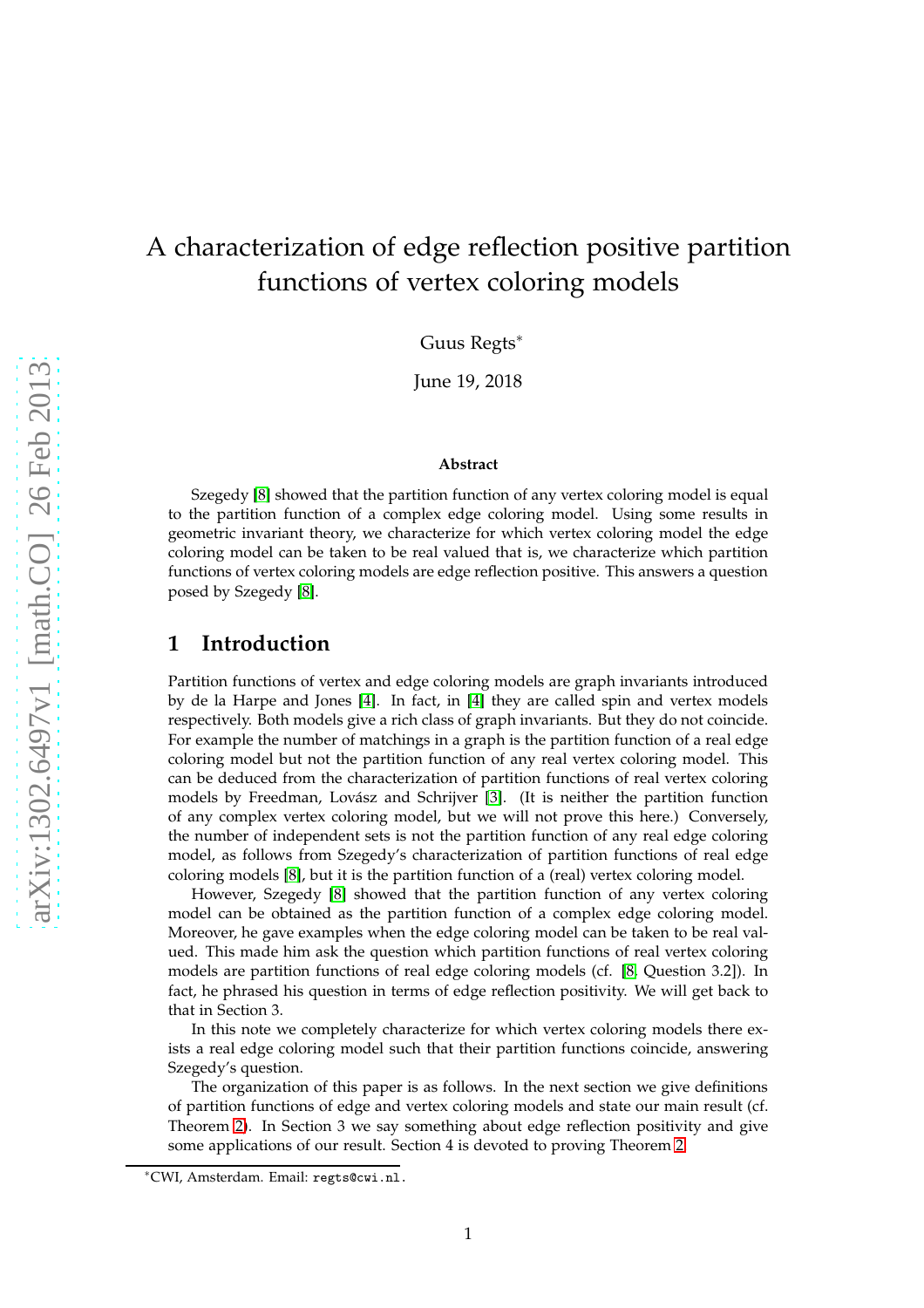# A characterization of edge reflection positive partition functions of vertex coloring models

Guus Regts*

June 19, 2018

### Abstract

Szegedy [8] showed that the partition function of any vertex coloring model is equal to the partition function of a complex edge coloring model. Using some results in geometric invariant theory, we characterize for which vertex coloring model the edge coloring model can be taken to be real valued that is, we characterize which partition functions of vertex coloring models are edge reflection positive. This answers a question posed by Szegedy [8].

## 1 Introduction

Partition functions of vertex and edge coloring models are graph invariants introduced by de la Harpe and Jones [4]. In fact, in [4] they are called spin and vertex models respectively. Both models give a rich class of graph invariants. But they do not coincide. For example the number of matchings in a graph is the partition function of a real edge coloring model but not the partition function of any real vertex coloring model. This can be deduced from the characterization of partition functions of real vertex coloring models by Freedman, Lovász and Schrijver [3]. (It is neither the partition function of any complex vertex coloring model, but we will not prove this here.) Conversely, the number of independent sets is not the partition function of any real edge coloring model, as follows from Szegedy's characterization of partition functions of real edge coloring models [8], but it is the partition function of a (real) vertex coloring model.

However, Szegedy [8] showed that the partition function of any vertex coloring model can be obtained as the partition function of a complex edge coloring model. Moreover, he gave examples when the edge coloring model can be taken to be real valued. This made him ask the question which partition functions of real vertex coloring models are partition functions of real edge coloring models (cf. [8, Question 3.2]). In fact, he phrased his question in terms of edge reflection positivity. We will get back to that in Section 3.

In this note we completely characterize for which vertex coloring models there exists a real edge coloring model such that their partition functions coincide, answering Szegedy's question.

The organization of this paper is as follows. In the next section we give definitions of partition functions of edge and vertex coloring models and state our main result (cf. Theorem 2). In Section 3 we say something about edge reflection positivity and give some applications of our result. Section 4 is devoted to proving Theorem 2.

*CWI, Amsterdam. Email: regts@cwi.nl.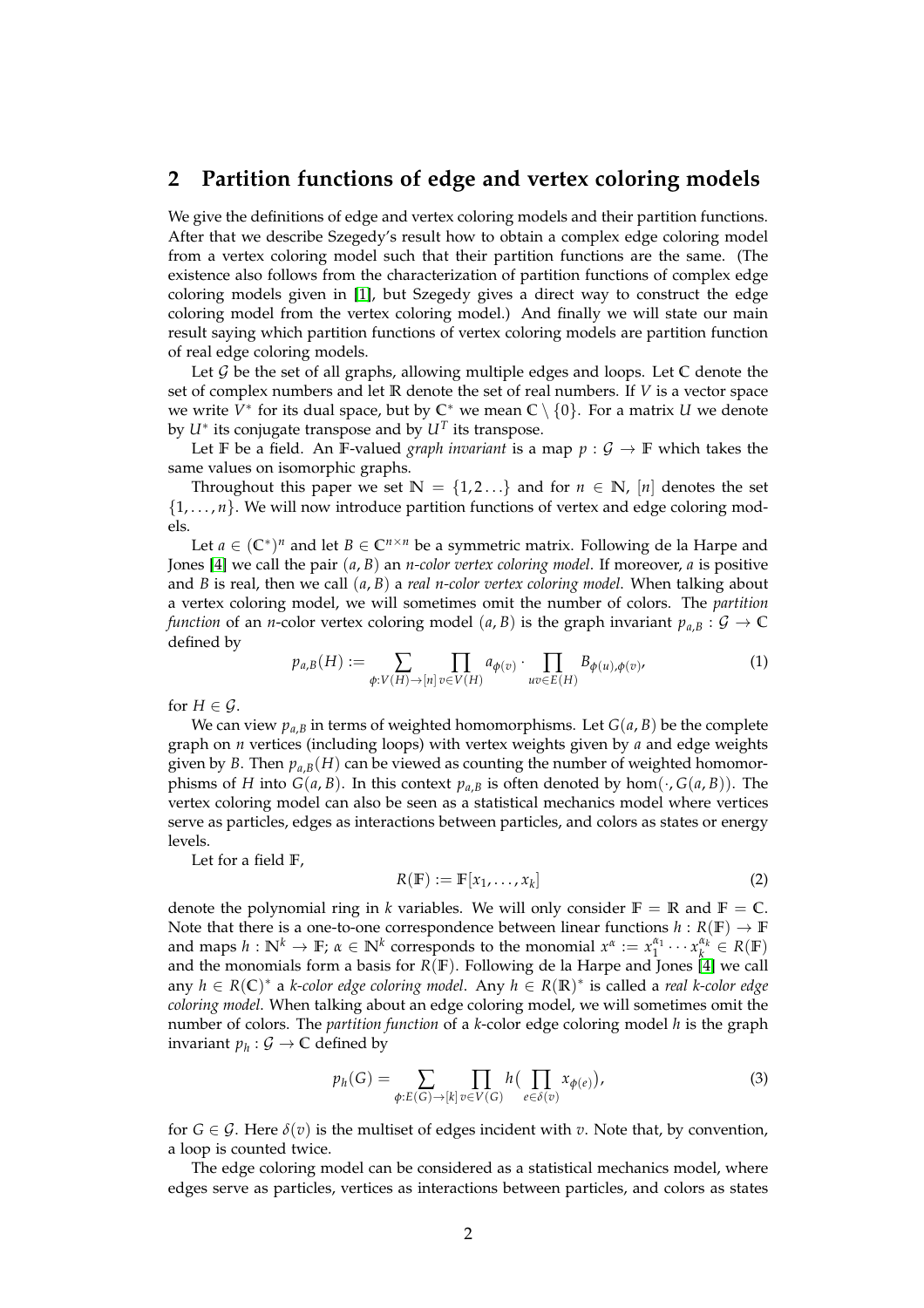## 2 Partition functions of edge and vertex coloring models

We give the definitions of edge and vertex coloring models and their partition functions. After that we describe Szegedy's result how to obtain a complex edge coloring model from a vertex coloring model such that their partition functions are the same. (The existence also follows from the characterization of partition functions of complex edge coloring models given in [1], but Szegedy gives a direct way to construct the edge coloring model from the vertex coloring model.) And finally we will state our main result saying which partition functions of vertex coloring models are partition function of real edge coloring models.

Let $\mathcal{G}$ be the set of all graphs, allowing multiple edges and loops. Let $\mathbb{C}$ denote the set of complex numbers and let $\mathbb{R}$ denote the set of real numbers. If $V$ is a vector space we write $V^*$ for its dual space, but by $\mathbb{C}^*$ we mean $\mathbb{C} \setminus \{0\}$. For a matrix $U$ we denote by $U^*$ its conjugate transpose and by $U^T$ its transpose.

Let $\mathbb{F}$ be a field. An $\mathbb{F}$-valued *graph invariant* is a map $p : \mathcal{G} \to \mathbb{F}$ which takes the same values on isomorphic graphs.

Throughout this paper we set $\mathbb{N} = \{1, 2 \ldots\}$ and for $n \in \mathbb{N}$, $[n]$ denotes the set $\{1, \ldots, n\}$. We will now introduce partition functions of vertex and edge coloring models.

Let $a \in (\mathbb{C}^*)^n$ and let $B \in \mathbb{C}^{n\times n}$ be a symmetric matrix. Following de la Harpe and Jones [4] we call the pair $(a, B)$ an *n-color vertex coloring model*. If moreover, $a$ is positive and $B$ is real, then we call $(a, B)$ a *real n-color vertex coloring model*. When talking about a vertex coloring model, we will sometimes omit the number of colors. The *partition function* of an $n$-color vertex coloring model $(a, B)$ is the graph invariant $p_{a,B} : \mathcal{G} \to \mathbb{C}$ defined by

$$p_{a,B}(H) := \sum_{\phi:V(H)\to[n]} \prod_{v\in V(H)} a_{\phi(v)} \cdot \prod_{uv\in E(H)} B_{\phi(u),\phi(v)}, \tag{1}$$

for $H \in \mathcal{G}$.

We can view $p_{a,B}$ in terms of weighted homomorphisms. Let $G(a, B)$ be the complete graph on $n$ vertices (including loops) with vertex weights given by $a$ and edge weights given by $B$. Then $p_{a,B}(H)$ can be viewed as counting the number of weighted homomorphisms of $H$ into $G(a, B)$. In this context $p_{a,B}$ is often denoted by $\hom(\cdot, G(a, B))$. The vertex coloring model can also be seen as a statistical mechanics model where vertices serve as particles, edges as interactions between particles, and colors as states or energy levels.

Let for a field $\mathbb{F}$,

$$R(\mathbb{F}) := \mathbb{F}[x_1, \ldots, x_k] \tag{2}$$

denote the polynomial ring in $k$ variables. We will only consider $\mathbb{F} = \mathbb{R}$ and $\mathbb{F} = \mathbb{C}$. Note that there is a one-to-one correspondence between linear functions $h : R(\mathbb{F}) \to \mathbb{F}$ and maps $h : \mathbb{N}^k \to \mathbb{F}$; $\alpha \in \mathbb{N}^k$ corresponds to the monomial $x^\alpha := x_1^{\alpha_1} \cdots x_k^{\alpha_k} \in R(\mathbb{F})$ and the monomials form a basis for $R(\mathbb{F})$. Following de la Harpe and Jones [4] we call any $h \in R(\mathbb{C})^*$ a *k-color edge coloring model*. Any $h \in R(\mathbb{R})^*$ is called a *real k-color edge coloring model*. When talking about an edge coloring model, we will sometimes omit the number of colors. The *partition function* of a $k$-color edge coloring model $h$ is the graph invariant $p_h : \mathcal{G} \to \mathbb{C}$ defined by

$$p_h(G) = \sum_{\phi:E(G)\to[k]} \prod_{v\in V(G)} h\Big(\prod_{e\in\delta(v)} x_{\phi(e)}\Big), \tag{3}$$

for $G \in \mathcal{G}$. Here $\delta(v)$ is the multiset of edges incident with $v$. Note that, by convention, a loop is counted twice.

The edge coloring model can be considered as a statistical mechanics model, where edges serve as particles, vertices as interactions between particles, and colors as states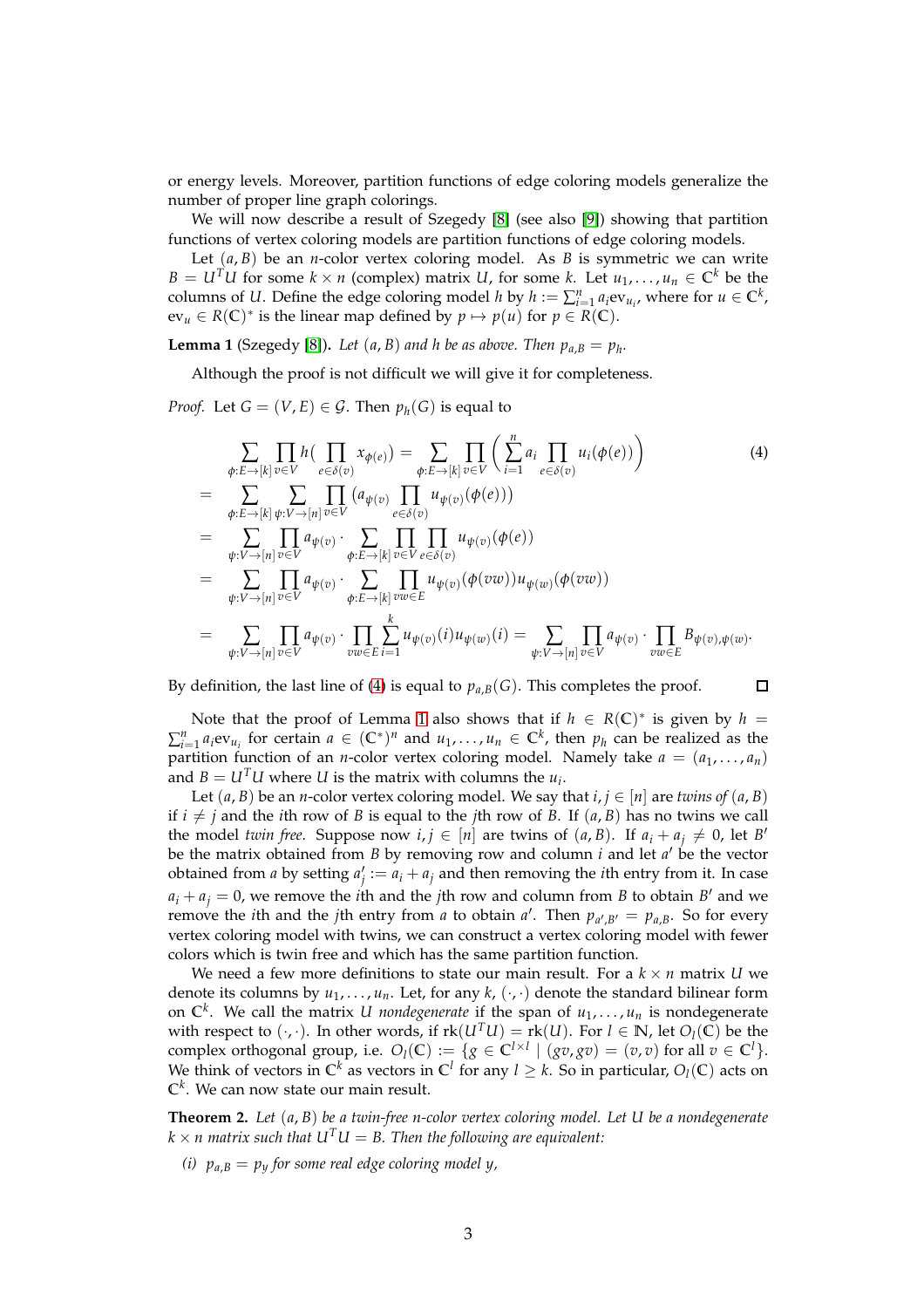or energy levels. Moreover, partition functions of edge coloring models generalize the number of proper line graph colorings.

We will now describe a result of Szegedy [8] (see also [9]) showing that partition functions of vertex coloring models are partition functions of edge coloring models.

Let $(a, B)$ be an $n$-color vertex coloring model. As $B$ is symmetric we can write $B = U^T U$ for some $k \times n$ (complex) matrix $U$, for some $k$. Let $u_1, \ldots, u_n \in \mathbb{C}^k$ be the columns of $U$. Define the edge coloring model $h$ by $h := \sum_{i=1}^n a_i \text{ev}_{u_i}$, where for $u \in \mathbb{C}^k$, $\text{ev}_u \in R(\mathbb{C})^*$ is the linear map defined by $p \mapsto p(u)$ for $p \in R(\mathbb{C})$.

**Lemma 1** (Szegedy [8]). *Let $(a, B)$ and $h$ be as above. Then $p_{a,B} = p_h$.*

Although the proof is not difficult we will give it for completeness.

*Proof.* Let $G = (V, E) \in \mathcal{G}$. Then $p_h(G)$ is equal to

$$
\begin{aligned}
& \sum_{\phi: E \to [k]} \prod_{v \in V} h\Big(\prod_{e \in \delta(v)} x_{\phi(e)}\Big) = \sum_{\phi: E \to [k]} \prod_{v \in V} \Big( \sum_{i=1}^n a_i \prod_{e \in \delta(v)} u_i(\phi(e)) \Big) \qquad (4) \\
= & \sum_{\phi: E \to [k]} \sum_{\psi: V \to [n]} \prod_{v \in V} \big( a_{\psi(v)} \prod_{e \in \delta(v)} u_{\psi(v)}(\phi(e)) \big) \\
= & \sum_{\psi: V \to [n]} \prod_{v \in V} a_{\psi(v)} \cdot \sum_{\phi: E \to [k]} \prod_{v \in V} \prod_{e \in \delta(v)} u_{\psi(v)}(\phi(e)) \\
= & \sum_{\psi: V \to [n]} \prod_{v \in V} a_{\psi(v)} \cdot \sum_{\phi: E \to [k]} \prod_{vw \in E} u_{\psi(v)}(\phi(vw)) u_{\psi(w)}(\phi(vw)) \\
= & \sum_{\psi: V \to [n]} \prod_{v \in V} a_{\psi(v)} \cdot \prod_{vw \in E} \sum_{i=1}^k u_{\psi(v)}(i) u_{\psi(w)}(i) = \sum_{\psi: V \to [n]} \prod_{v \in V} a_{\psi(v)} \cdot \prod_{vw \in E} B_{\psi(v), \psi(w)}.
\end{aligned}
$$

By definition, the last line of (4) is equal to $p_{a,B}(G)$. This completes the proof. $\square$

Note that the proof of Lemma 1 also shows that if $h \in R(\mathbb{C})^*$ is given by $h = \sum_{i=1}^n a_i \text{ev}_{u_i}$ for certain $a \in (\mathbb{C}^*)^n$ and $u_1, \ldots, u_n \in \mathbb{C}^k$, then $p_h$ can be realized as the partition function of an $n$-color vertex coloring model. Namely take $a = (a_1, \ldots, a_n)$ and $B = U^T U$ where $U$ is the matrix with columns the $u_i$.

Let $(a, B)$ be an $n$-color vertex coloring model. We say that $i, j \in [n]$ are *twins of* $(a, B)$ if $i \neq j$ and the $i$th row of $B$ is equal to the $j$th row of $B$. If $(a, B)$ has no twins we call the model *twin free*. Suppose now $i, j \in [n]$ are twins of $(a, B)$. If $a_i + a_j \neq 0$, let $B'$ be the matrix obtained from $B$ by removing row and column $i$ and let $a'$ be the vector obtained from $a$ by setting $a'_j := a_i + a_j$ and then removing the $i$th entry from it. In case $a_i + a_j = 0$, we remove the $i$th and the $j$th row and column from $B$ to obtain $B'$ and we remove the $i$th and the $j$th entry from $a$ to obtain $a'$. Then $p_{a',B'} = p_{a,B}$. So for every vertex coloring model with twins, we can construct a vertex coloring model with fewer colors which is twin free and which has the same partition function.

We need a few more definitions to state our main result. For a $k \times n$ matrix $U$ we denote its columns by $u_1, \ldots, u_n$. Let, for any $k$, $(\cdot, \cdot)$ denote the standard bilinear form on $\mathbb{C}^k$. We call the matrix $U$ *nondegenerate* if the span of $u_1, \ldots, u_n$ is nondegenerate with respect to $(\cdot, \cdot)$. In other words, if $\text{rk}(U^T U) = \text{rk}(U)$. For $l \in \mathbb{N}$, let $O_l(\mathbb{C})$ be the complex orthogonal group, i.e. $O_l(\mathbb{C}) := \{g \in \mathbb{C}^{l \times l} \mid (gv, gv) = (v, v) \text{ for all } v \in \mathbb{C}^l\}$. We think of vectors in $\mathbb{C}^k$ as vectors in $\mathbb{C}^l$ for any $l \geq k$. So in particular, $O_l(\mathbb{C})$ acts on $\mathbb{C}^k$. We can now state our main result.

**Theorem 2.** *Let $(a, B)$ be a twin-free $n$-color vertex coloring model. Let $U$ be a nondegenerate $k \times n$ matrix such that $U^T U = B$. Then the following are equivalent:*

*(i) $p_{a,B} = p_y$ for some real edge coloring model $y$,*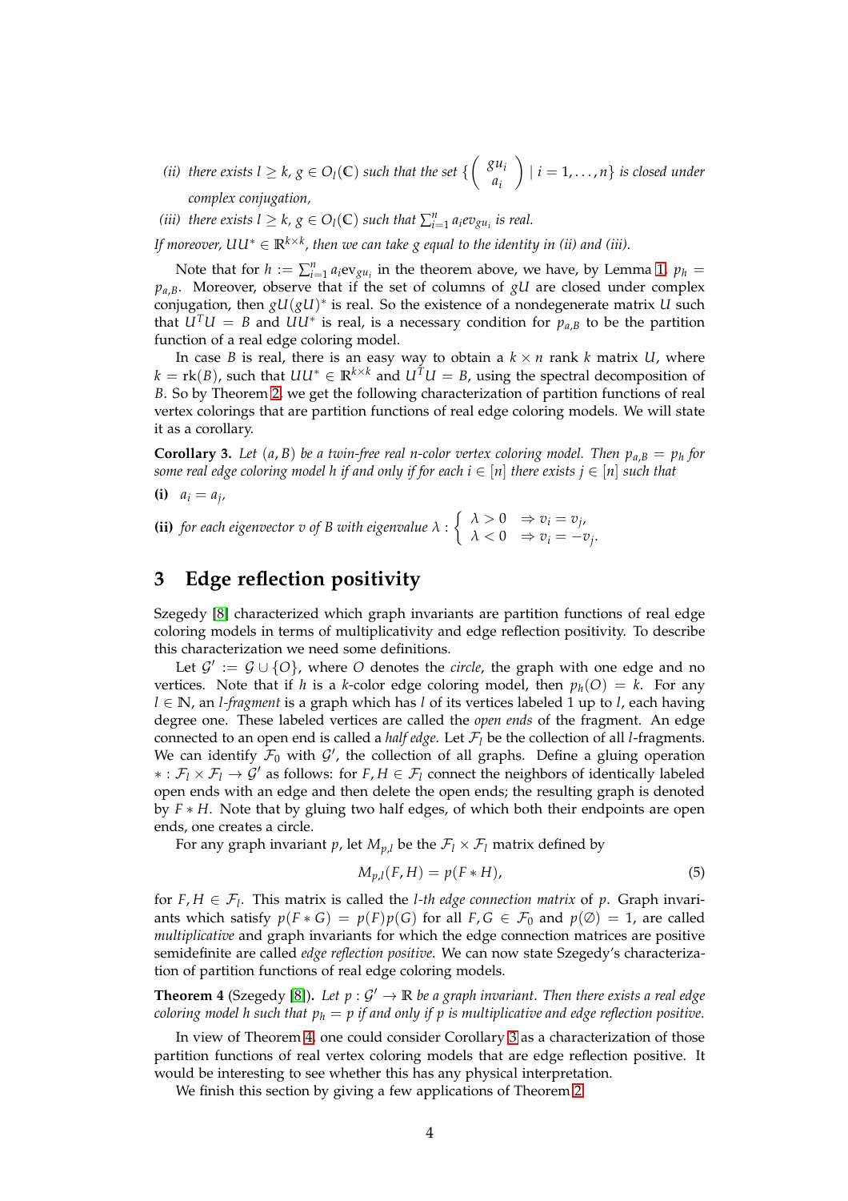*(ii) there exists $l \geq k$, $g \in O_l(\mathbb{C})$ such that the set $\{\begin{pmatrix} gu_i \\ a_i \end{pmatrix} \mid i = 1, \ldots, n\}$ is closed under complex conjugation,*

*(iii) there exists $l \geq k$, $g \in O_l(\mathbb{C})$ such that $\sum_{i=1}^n a_i \mathrm{ev}_{gu_i}$ is real.*

*If moreover, $UU^* \in \mathbb{R}^{k \times k}$, then we can take $g$ equal to the identity in (ii) and (iii).*

Note that for $h := \sum_{i=1}^n a_i \mathrm{ev}_{gu_i}$ in the theorem above, we have, by Lemma 1, $p_h = p_{a,B}$. Moreover, observe that if the set of columns of $gU$ are closed under complex conjugation, then $gU(gU)^*$ is real. So the existence of a nondegenerate matrix $U$ such that $U^T U = B$ and $UU^*$ is real, is a necessary condition for $p_{a,B}$ to be the partition function of a real edge coloring model.

In case $B$ is real, there is an easy way to obtain a $k \times n$ rank $k$ matrix $U$, where $k = \mathrm{rk}(B)$, such that $UU^* \in \mathbb{R}^{k \times k}$ and $U^T U = B$, using the spectral decomposition of $B$. So by Theorem 2, we get the following characterization of partition functions of real vertex colorings that are partition functions of real edge coloring models. We will state it as a corollary.

**Corollary 3.** *Let $(a, B)$ be a twin-free real $n$-color vertex coloring model. Then $p_{a,B} = p_h$ for some real edge coloring model $h$ if and only if for each $i \in [n]$ there exists $j \in [n]$ such that*

**(i)** *$a_i = a_j$,*

**(ii)** *for each eigenvector $v$ of $B$ with eigenvalue $\lambda$ : $\begin{cases} \lambda > 0 & \Rightarrow v_i = v_j, \\ \lambda < 0 & \Rightarrow v_i = -v_j. \end{cases}$*

## 3 Edge reflection positivity

Szegedy [8] characterized which graph invariants are partition functions of real edge coloring models in terms of multiplicativity and edge reflection positivity. To describe this characterization we need some definitions.

Let $\mathcal{G}' := \mathcal{G} \cup \{O\}$, where $O$ denotes the *circle*, the graph with one edge and no vertices. Note that if $h$ is a $k$-color edge coloring model, then $p_h(O) = k$. For any $l \in \mathbb{N}$, an *$l$-fragment* is a graph which has $l$ of its vertices labeled 1 up to $l$, each having degree one. These labeled vertices are called the *open ends* of the fragment. An edge connected to an open end is called a *half edge*. Let $\mathcal{F}_l$ be the collection of all $l$-fragments. We can identify $\mathcal{F}_0$ with $\mathcal{G}'$, the collection of all graphs. Define a gluing operation $* : \mathcal{F}_l \times \mathcal{F}_l \to \mathcal{G}'$ as follows: for $F, H \in \mathcal{F}_l$ connect the neighbors of identically labeled open ends with an edge and then delete the open ends; the resulting graph is denoted by $F * H$. Note that by gluing two half edges, of which both their endpoints are open ends, one creates a circle.

For any graph invariant $p$, let $M_{p,l}$ be the $\mathcal{F}_l \times \mathcal{F}_l$ matrix defined by

$$M_{p,l}(F, H) = p(F * H), \tag{5}$$

for $F, H \in \mathcal{F}_l$. This matrix is called the *$l$-th edge connection matrix* of $p$. Graph invariants which satisfy $p(F * G) = p(F)p(G)$ for all $F, G \in \mathcal{F}_0$ and $p(\emptyset) = 1$, are called *multiplicative* and graph invariants for which the edge connection matrices are positive semidefinite are called *edge reflection positive*. We can now state Szegedy's characterization of partition functions of real edge coloring models.

**Theorem 4** (Szegedy [8]). *Let $p : \mathcal{G}' \to \mathbb{R}$ be a graph invariant. Then there exists a real edge coloring model $h$ such that $p_h = p$ if and only if $p$ is multiplicative and edge reflection positive.*

In view of Theorem 4, one could consider Corollary 3 as a characterization of those partition functions of real vertex coloring models that are edge reflection positive. It would be interesting to see whether this has any physical interpretation.

We finish this section by giving a few applications of Theorem 2.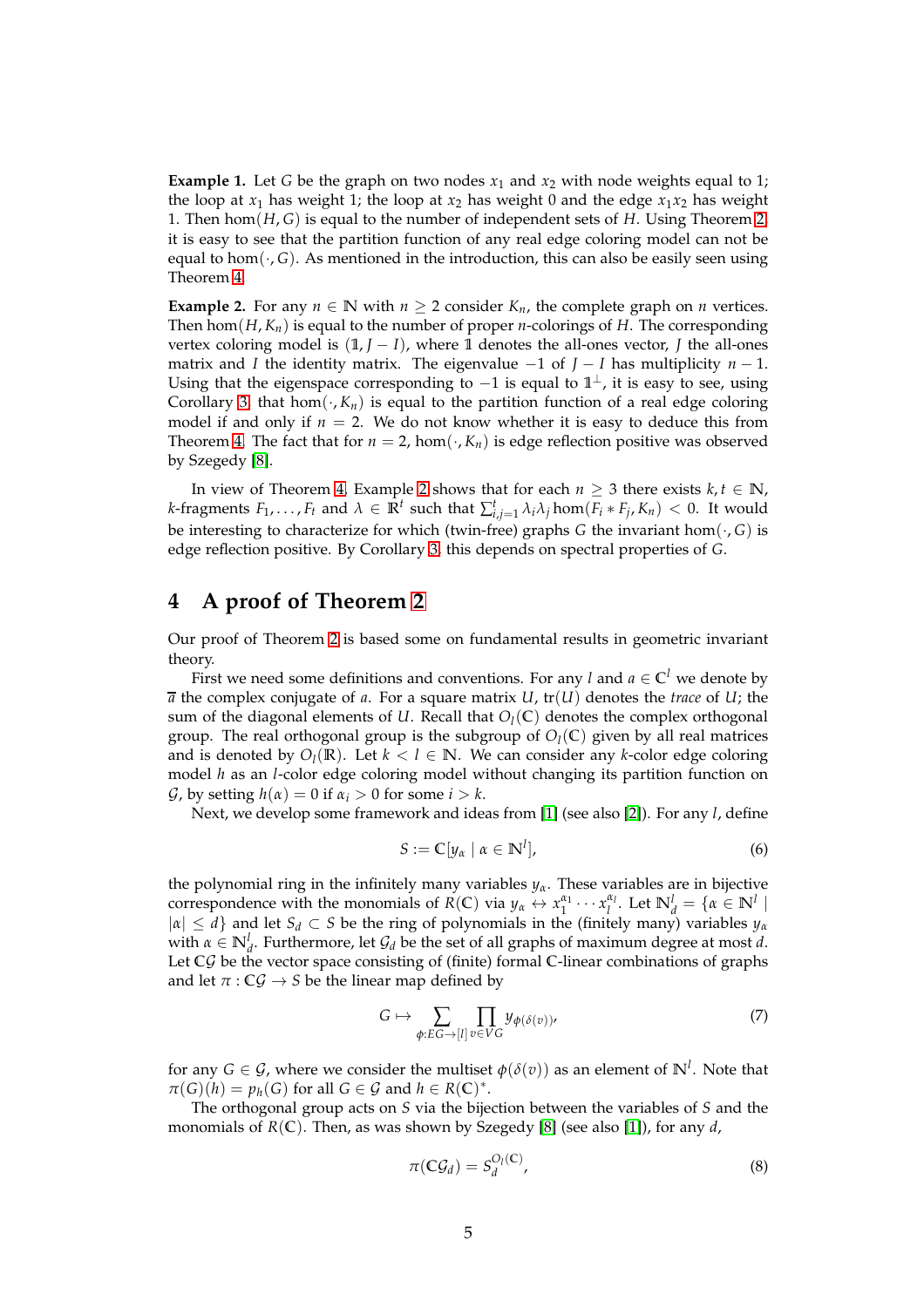**Example 1.** Let $G$ be the graph on two nodes $x_1$ and $x_2$ with node weights equal to 1; the loop at $x_1$ has weight 1; the loop at $x_2$ has weight 0 and the edge $x_1x_2$ has weight 1. Then $\hom(H, G)$ is equal to the number of independent sets of $H$. Using Theorem 2, it is easy to see that the partition function of any real edge coloring model can not be equal to $\hom(\cdot, G)$. As mentioned in the introduction, this can also be easily seen using Theorem 4.

**Example 2.** For any $n \in \mathbb{N}$ with $n \geq 2$ consider $K_n$, the complete graph on $n$ vertices. Then $\hom(H, K_n)$ is equal to the number of proper $n$-colorings of $H$. The corresponding vertex coloring model is $(\mathbb{1}, J - I)$, where $\mathbb{1}$ denotes the all-ones vector, $J$ the all-ones matrix and $I$ the identity matrix. The eigenvalue $-1$ of $J - I$ has multiplicity $n - 1$. Using that the eigenspace corresponding to $-1$ is equal to $\mathbb{1}^\perp$, it is easy to see, using Corollary 3, that $\hom(\cdot, K_n)$ is equal to the partition function of a real edge coloring model if and only if $n = 2$. We do not know whether it is easy to deduce this from Theorem 4. The fact that for $n = 2$, $\hom(\cdot, K_n)$ is edge reflection positive was observed by Szegedy [8].

In view of Theorem 4, Example 2 shows that for each $n \geq 3$ there exists $k, t \in \mathbb{N}$, $k$-fragments $F_1, \ldots, F_t$ and $\lambda \in \mathbb{R}^t$ such that $\sum_{i,j=1}^t \lambda_i \lambda_j \hom(F_i * F_j, K_n) < 0$. It would be interesting to characterize for which (twin-free) graphs $G$ the invariant $\hom(\cdot, G)$ is edge reflection positive. By Corollary 3, this depends on spectral properties of $G$.

## 4 A proof of Theorem 2

Our proof of Theorem 2 is based some on fundamental results in geometric invariant theory.

First we need some definitions and conventions. For any $l$ and $a \in \mathbb{C}^l$ we denote by $\overline{a}$ the complex conjugate of $a$. For a square matrix $U$, $\operatorname{tr}(U)$ denotes the *trace* of $U$; the sum of the diagonal elements of $U$. Recall that $O_l(\mathbb{C})$ denotes the complex orthogonal group. The real orthogonal group is the subgroup of $O_l(\mathbb{C})$ given by all real matrices and is denoted by $O_l(\mathbb{R})$. Let $k < l \in \mathbb{N}$. We can consider any $k$-color edge coloring model $h$ as an $l$-color edge coloring model without changing its partition function on $\mathcal{G}$, by setting $h(\alpha) = 0$ if $\alpha_i > 0$ for some $i > k$.

Next, we develop some framework and ideas from [1] (see also [2]). For any $l$, define

$$S := \mathbb{C}[y_\alpha \mid \alpha \in \mathbb{N}^l], \tag{6}$$

the polynomial ring in the infinitely many variables $y_\alpha$. These variables are in bijective correspondence with the monomials of $R(\mathbb{C})$ via $y_\alpha \leftrightarrow x_1^{\alpha_1} \cdots x_l^{\alpha_l}$. Let $\mathbb{N}^l_d = \{\alpha \in \mathbb{N}^l \mid |\alpha| \leq d\}$ and let $S_d \subset S$ be the ring of polynomials in the (finitely many) variables $y_\alpha$ with $\alpha \in \mathbb{N}^l_d$. Furthermore, let $\mathcal{G}_d$ be the set of all graphs of maximum degree at most $d$. Let $\mathbb{C}\mathcal{G}$ be the vector space consisting of (finite) formal $\mathbb{C}$-linear combinations of graphs and let $\pi : \mathbb{C}\mathcal{G} \to S$ be the linear map defined by

$$G \mapsto \sum_{\phi: EG \to [l]} \prod_{v \in VG} y_{\phi(\delta(v))}, \tag{7}$$

for any $G \in \mathcal{G}$, where we consider the multiset $\phi(\delta(v))$ as an element of $\mathbb{N}^l$. Note that $\pi(G)(h) = p_h(G)$ for all $G \in \mathcal{G}$ and $h \in R(\mathbb{C})^*$.

The orthogonal group acts on $S$ via the bijection between the variables of $S$ and the monomials of $R(\mathbb{C})$. Then, as was shown by Szegedy [8] (see also [1]), for any $d$,

$$\pi(\mathbb{C}\mathcal{G}_d) = S_d^{O_l(\mathbb{C})}, \tag{8}$$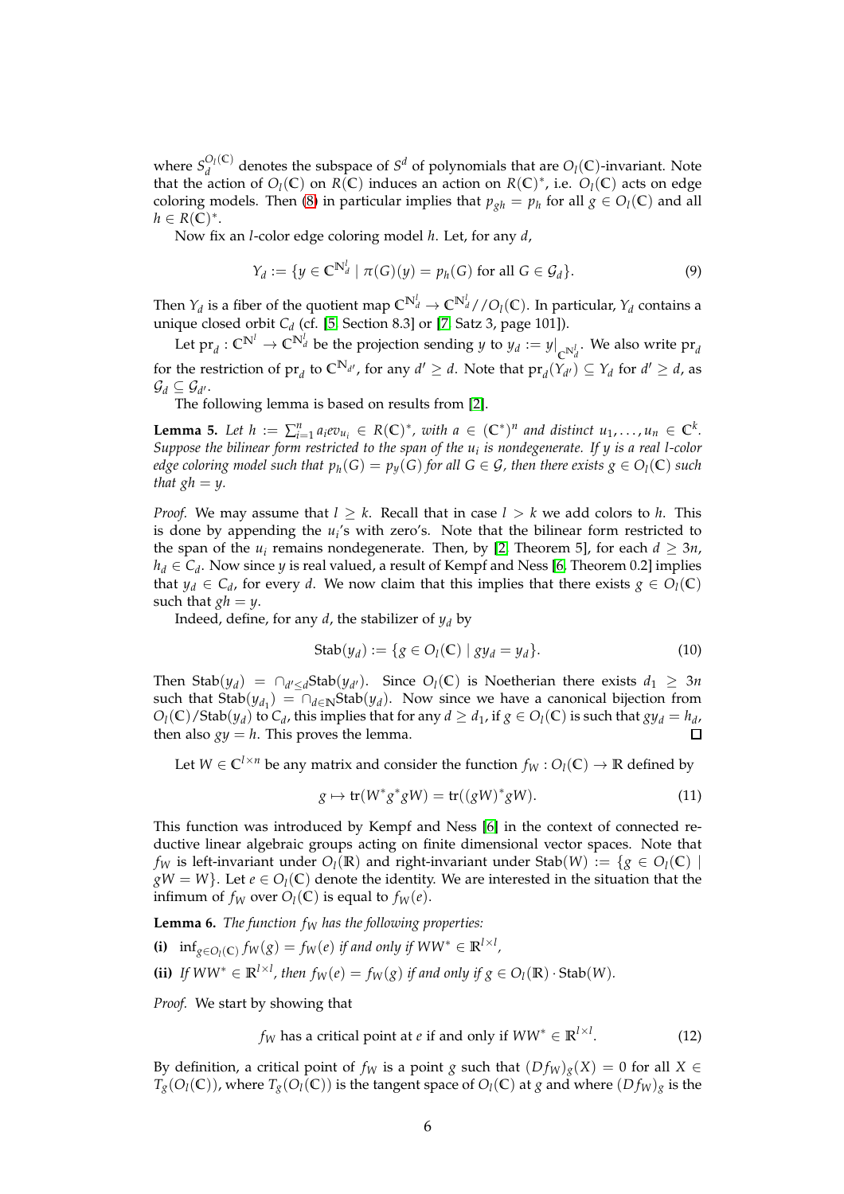where $S_d^{O_l(\mathbb{C})}$ denotes the subspace of $S^d$ of polynomials that are $O_l(\mathbb{C})$-invariant. Note that the action of $O_l(\mathbb{C})$ on $R(\mathbb{C})$ induces an action on $R(\mathbb{C})^*$, i.e. $O_l(\mathbb{C})$ acts on edge coloring models. Then (8) in particular implies that $p_{gh} = p_h$ for all $g \in O_l(\mathbb{C})$ and all $h \in R(\mathbb{C})^*$.

Now fix an $l$-color edge coloring model $h$. Let, for any $d$,

$$Y_d := \{y \in \mathbb{C}^{\mathbb{N}_d^l} \mid \pi(G)(y) = p_h(G) \text{ for all } G \in \mathcal{G}_d\}. \tag{9}$$

Then $Y_d$ is a fiber of the quotient map $\mathbb{C}^{\mathbb{N}_d^l} \to \mathbb{C}^{\mathbb{N}_d^l}//O_l(\mathbb{C})$. In particular, $Y_d$ contains a unique closed orbit $C_d$ (cf. [5, Section 8.3] or [7, Satz 3, page 101]).

Let $\text{pr}_d : \mathbb{C}^{\mathbb{N}^l} \to \mathbb{C}^{\mathbb{N}_d^l}$ be the projection sending $y$ to $y_d := y\big|_{\mathbb{C}^{\mathbb{N}_d^l}}$. We also write $\text{pr}_d$ for the restriction of $\text{pr}_d$ to $\mathbb{C}^{\mathbb{N}_{d'}}$, for any $d' \geq d$. Note that $\text{pr}_d(Y_{d'}) \subseteq Y_d$ for $d' \geq d$, as $\mathcal{G}_d \subseteq \mathcal{G}_{d'}$.

The following lemma is based on results from [2].

**Lemma 5.** *Let $h := \sum_{i=1}^n a_i ev_{u_i} \in R(\mathbb{C})^*$, with $a \in (\mathbb{C}^*)^n$ and distinct $u_1, \ldots, u_n \in \mathbb{C}^k$. Suppose the bilinear form restricted to the span of the $u_i$ is nondegenerate. If $y$ is a real $l$-color edge coloring model such that $p_h(G) = p_y(G)$ for all $G \in \mathcal{G}$, then there exists $g \in O_l(\mathbb{C})$ such that $gh = y$.*

*Proof.* We may assume that $l \geq k$. Recall that in case $l > k$ we add colors to $h$. This is done by appending the $u_i$'s with zero's. Note that the bilinear form restricted to the span of the $u_i$ remains nondegenerate. Then, by [2, Theorem 5], for each $d \geq 3n$, $h_d \in C_d$. Now since $y$ is real valued, a result of Kempf and Ness [6, Theorem 0.2] implies that $y_d \in C_d$, for every $d$. We now claim that this implies that there exists $g \in O_l(\mathbb{C})$ such that $gh = y$.

Indeed, define, for any $d$, the stabilizer of $y_d$ by

$$\text{Stab}(y_d) := \{g \in O_l(\mathbb{C}) \mid gy_d = y_d\}. \tag{10}$$

Then $\text{Stab}(y_d) = \cap_{d' \leq d} \text{Stab}(y_{d'})$. Since $O_l(\mathbb{C})$ is Noetherian there exists $d_1 \geq 3n$ such that $\text{Stab}(y_{d_1}) = \cap_{d \in \mathbb{N}} \text{Stab}(y_d)$. Now since we have a canonical bijection from $O_l(\mathbb{C})/\text{Stab}(y_d)$ to $C_d$, this implies that for any $d \geq d_1$, if $g \in O_l(\mathbb{C})$ is such that $gy_d = h_d$, then also $gy = h$. This proves the lemma. $\square$

Let $W \in \mathbb{C}^{l \times n}$ be any matrix and consider the function $f_W : O_l(\mathbb{C}) \to \mathbb{R}$ defined by

$$g \mapsto \text{tr}(W^* g^* g W) = \text{tr}((gW)^* gW). \tag{11}$$

This function was introduced by Kempf and Ness [6] in the context of connected reductive linear algebraic groups acting on finite dimensional vector spaces. Note that $f_W$ is left-invariant under $O_l(\mathbb{R})$ and right-invariant under $\text{Stab}(W) := \{g \in O_l(\mathbb{C}) \mid gW = W\}$. Let $e \in O_l(\mathbb{C})$ denote the identity. We are interested in the situation that the infimum of $f_W$ over $O_l(\mathbb{C})$ is equal to $f_W(e)$.

**Lemma 6.** *The function $f_W$ has the following properties:*

**(i)** $\inf_{g \in O_l(\mathbb{C})} f_W(g) = f_W(e)$ *if and only if* $WW^* \in \mathbb{R}^{l \times l}$,

**(ii)** *If $WW^* \in \mathbb{R}^{l \times l}$, then $f_W(e) = f_W(g)$ if and only if $g \in O_l(\mathbb{R}) \cdot \text{Stab}(W)$.*

*Proof.* We start by showing that

$$f_W \text{ has a critical point at } e \text{ if and only if } WW^* \in \mathbb{R}^{l \times l}. \tag{12}$$

By definition, a critical point of $f_W$ is a point $g$ such that $(Df_W)_g(X) = 0$ for all $X \in T_g(O_l(\mathbb{C}))$, where $T_g(O_l(\mathbb{C}))$ is the tangent space of $O_l(\mathbb{C})$ at $g$ and where $(Df_W)_g$ is the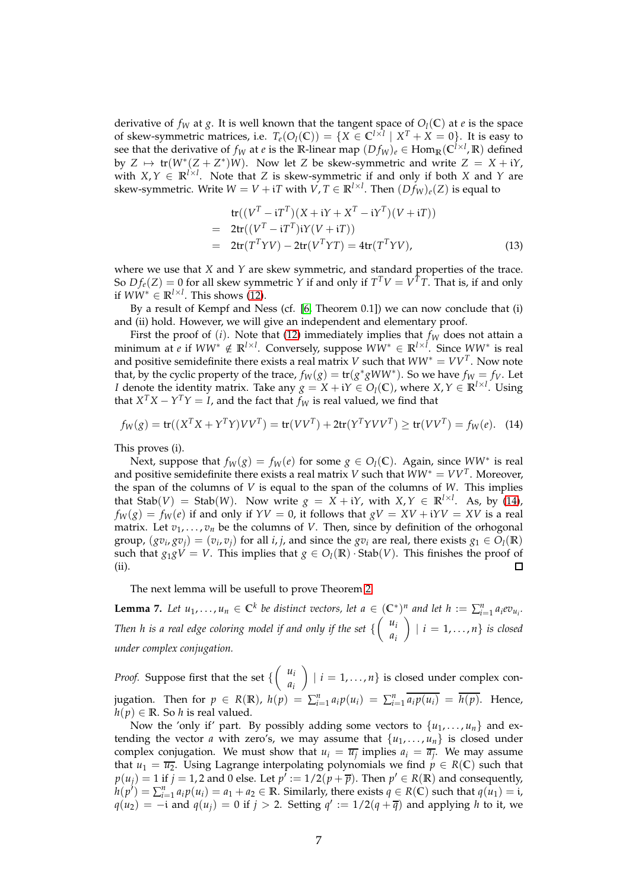derivative of $f_W$ at $g$. It is well known that the tangent space of $O_l(\mathbb{C})$ at $e$ is the space of skew-symmetric matrices, i.e. $T_e(O_l(\mathbb{C})) = \{X \in \mathbb{C}^{l\times l} \mid X^T + X = 0\}$. It is easy to see that the derivative of $f_W$ at $e$ is the $\mathbb{R}$-linear map $(Df_W)_e \in \mathrm{Hom}_{\mathbb{R}}(\mathbb{C}^{l\times l}, \mathbb{R})$ defined by $Z \mapsto \mathrm{tr}(W^*(Z+Z^*)W)$. Now let $Z$ be skew-symmetric and write $Z = X + \mathrm{i}Y$, with $X, Y \in \mathbb{R}^{l\times l}$. Note that $Z$ is skew-symmetric if and only if both $X$ and $Y$ are skew-symmetric. Write $W = V + \mathrm{i}T$ with $V, T \in \mathbb{R}^{l\times l}$. Then $(Df_W)_e(Z)$ is equal to

$$
\begin{aligned}
& \mathrm{tr}((V^T - \mathrm{i}T^T)(X + \mathrm{i}Y + X^T - \mathrm{i}Y^T)(V + \mathrm{i}T)) \\
= \; & 2\mathrm{tr}((V^T - \mathrm{i}T^T)\mathrm{i}Y(V + \mathrm{i}T)) \\
= \; & 2\mathrm{tr}(T^TYV) - 2\mathrm{tr}(V^TYT) = 4\mathrm{tr}(T^TYV),
\end{aligned} \tag{13}
$$

where we use that $X$ and $Y$ are skew symmetric, and standard properties of the trace. So $Df_e(Z) = 0$ for all skew symmetric $Y$ if and only if $T^TV = V^TT$. That is, if and only if $WW^* \in \mathbb{R}^{l\times l}$. This shows (12).

By a result of Kempf and Ness (cf. [6, Theorem 0.1]) we can now conclude that (i) and (ii) hold. However, we will give an independent and elementary proof.

First the proof of $(i)$. Note that (12) immediately implies that $f_W$ does not attain a minimum at $e$ if $WW^* \notin \mathbb{R}^{l\times l}$. Conversely, suppose $WW^* \in \mathbb{R}^{l\times l}$. Since $WW^*$ is real and positive semidefinite there exists a real matrix $V$ such that $WW^* = VV^T$. Now note that, by the cyclic property of the trace, $f_W(g) = \mathrm{tr}(g^*gWW^*)$. So we have $f_W = f_V$. Let $I$ denote the identity matrix. Take any $g = X + \mathrm{i}Y \in O_l(\mathbb{C})$, where $X, Y \in \mathbb{R}^{l\times l}$. Using that $X^TX - Y^TY = I$, and the fact that $f_W$ is real valued, we find that

$$
f_W(g) = \mathrm{tr}((X^TX + Y^TY)VV^T) = \mathrm{tr}(VV^T) + 2\mathrm{tr}(Y^TYVV^T) \geq \mathrm{tr}(VV^T) = f_W(e). \tag{14}
$$

This proves (i).

Next, suppose that $f_W(g) = f_W(e)$ for some $g \in O_l(\mathbb{C})$. Again, since $WW^*$ is real and positive semidefinite there exists a real matrix $V$ such that $WW^* = VV^T$. Moreover, the span of the columns of $V$ is equal to the span of the columns of $W$. This implies that $\mathrm{Stab}(V) = \mathrm{Stab}(W)$. Now write $g = X + \mathrm{i}Y$, with $X, Y \in \mathbb{R}^{l\times l}$. As, by (14), $f_W(g) = f_W(e)$ if and only if $YV = 0$, it follows that $gV = XV + \mathrm{i}YV = XV$ is a real matrix. Let $v_1, \ldots, v_n$ be the columns of $V$. Then, since by definition of the orhogonal group, $(gv_i, gv_j) = (v_i, v_j)$ for all $i, j$, and since the $gv_i$ are real, there exists $g_1 \in O_l(\mathbb{R})$ such that $g_1gV = V$. This implies that $g \in O_l(\mathbb{R}) \cdot \mathrm{Stab}(V)$. This finishes the proof of (ii). ∎

The next lemma will be usefull to prove Theorem 2.

**Lemma 7.** *Let $u_1, \ldots, u_n \in \mathbb{C}^k$ be distinct vectors, let $a \in (\mathbb{C}^*)^n$ and let $h := \sum_{i=1}^n a_i ev_{u_i}$. Then $h$ is a real edge coloring model if and only if the set $\{\begin{pmatrix} u_i \\ a_i \end{pmatrix} \mid i = 1, \ldots, n\}$ is closed under complex conjugation.*

*Proof.* Suppose first that the set $\{\begin{pmatrix} u_i \\ a_i \end{pmatrix} \mid i = 1, \ldots, n\}$ is closed under complex conjugation. Then for $p \in R(\mathbb{R})$, $h(p) = \sum_{i=1}^n a_i p(u_i) = \sum_{i=1}^n \overline{a_i p(u_i)} = \overline{h(p)}$. Hence, $h(p) \in \mathbb{R}$. So $h$ is real valued.

Now the 'only if' part. By possibly adding some vectors to $\{u_1, \ldots, u_n\}$ and extending the vector $a$ with zero's, we may assume that $\{u_1, \ldots, u_n\}$ is closed under complex conjugation. We must show that $u_i = \overline{u_j}$ implies $a_i = \overline{a_j}$. We may assume that $u_1 = \overline{u_2}$. Using Lagrange interpolating polynomials we find $p \in R(\mathbb{C})$ such that $p(u_j) = 1$ if $j = 1, 2$ and 0 else. Let $p' := 1/2(p + \overline{p})$. Then $p' \in R(\mathbb{R})$ and consequently, $h(p') = \sum_{i=1}^n a_i p(u_i) = a_1 + a_2 \in \mathbb{R}$. Similarly, there exists $q \in R(\mathbb{C})$ such that $q(u_1) = \mathrm{i}$, $q(u_2) = -\mathrm{i}$ and $q(u_j) = 0$ if $j > 2$. Setting $q' := 1/2(q + \overline{q})$ and applying $h$ to it, we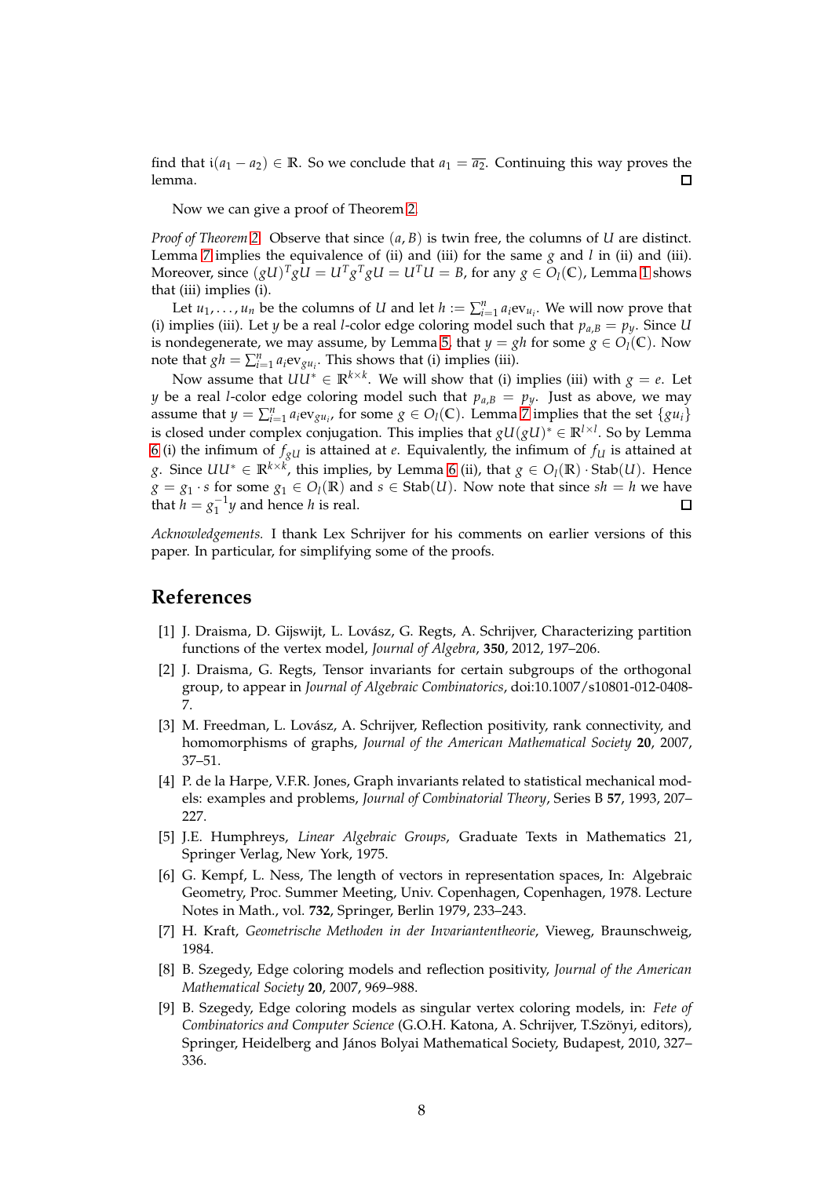find that $\mathrm{i}(a_1 - a_2) \in \mathbb{R}$. So we conclude that $a_1 = \overline{a_2}$. Continuing this way proves the lemma. □

Now we can give a proof of Theorem 2.

*Proof of Theorem 2.* Observe that since $(a, B)$ is twin free, the columns of $U$ are distinct. Lemma 7 implies the equivalence of (ii) and (iii) for the same $g$ and $l$ in (ii) and (iii). Moreover, since $(gU)^T gU = U^T g^T gU = U^T U = B$, for any $g \in O_l(\mathbb{C})$, Lemma 1 shows that (iii) implies (i).

Let $u_1, \ldots, u_n$ be the columns of $U$ and let $h := \sum_{i=1}^n a_i \mathrm{ev}_{u_i}$. We will now prove that (i) implies (iii). Let $y$ be a real $l$-color edge coloring model such that $p_{a,B} = p_y$. Since $U$ is nondegenerate, we may assume, by Lemma 5, that $y = gh$ for some $g \in O_l(\mathbb{C})$. Now note that $gh = \sum_{i=1}^n a_i \mathrm{ev}_{gu_i}$. This shows that (i) implies (iii).

Now assume that $UU^* \in \mathbb{R}^{k \times k}$. We will show that (i) implies (iii) with $g = e$. Let $y$ be a real $l$-color edge coloring model such that $p_{a,B} = p_y$. Just as above, we may assume that $y = \sum_{i=1}^n a_i \mathrm{ev}_{gu_i}$, for some $g \in O_l(\mathbb{C})$. Lemma 7 implies that the set $\{gu_i\}$ is closed under complex conjugation. This implies that $gU(gU)^* \in \mathbb{R}^{l \times l}$. So by Lemma 6 (i) the infimum of $f_{gU}$ is attained at $e$. Equivalently, the infimum of $f_U$ is attained at $g$. Since $UU^* \in \mathbb{R}^{k \times k}$, this implies, by Lemma 6 (ii), that $g \in O_l(\mathbb{R}) \cdot \mathrm{Stab}(U)$. Hence $g = g_1 \cdot s$ for some $g_1 \in O_l(\mathbb{R})$ and $s \in \mathrm{Stab}(U)$. Now note that since $sh = h$ we have that $h = g_1^{-1} y$ and hence $h$ is real. □

*Acknowledgements.* I thank Lex Schrijver for his comments on earlier versions of this paper. In particular, for simplifying some of the proofs.

## References

[1] J. Draisma, D. Gijswijt, L. Lovász, G. Regts, A. Schrijver, Characterizing partition functions of the vertex model, *Journal of Algebra*, **350**, 2012, 197–206.

[2] J. Draisma, G. Regts, Tensor invariants for certain subgroups of the orthogonal group, to appear in *Journal of Algebraic Combinatorics*, doi:10.1007/s10801-012-0408-7.

[3] M. Freedman, L. Lovász, A. Schrijver, Reflection positivity, rank connectivity, and homomorphisms of graphs, *Journal of the American Mathematical Society* **20**, 2007, 37–51.

[4] P. de la Harpe, V.F.R. Jones, Graph invariants related to statistical mechanical models: examples and problems, *Journal of Combinatorial Theory*, Series B **57**, 1993, 207–227.

[5] J.E. Humphreys, *Linear Algebraic Groups*, Graduate Texts in Mathematics 21, Springer Verlag, New York, 1975.

[6] G. Kempf, L. Ness, The length of vectors in representation spaces, In: Algebraic Geometry, Proc. Summer Meeting, Univ. Copenhagen, Copenhagen, 1978. Lecture Notes in Math., vol. **732**, Springer, Berlin 1979, 233–243.

[7] H. Kraft, *Geometrische Methoden in der Invariantentheorie*, Vieweg, Braunschweig, 1984.

[8] B. Szegedy, Edge coloring models and reflection positivity, *Journal of the American Mathematical Society* **20**, 2007, 969–988.

[9] B. Szegedy, Edge coloring models as singular vertex coloring models, in: *Fete of Combinatorics and Computer Science* (G.O.H. Katona, A. Schrijver, T.Szönyi, editors), Springer, Heidelberg and János Bolyai Mathematical Society, Budapest, 2010, 327–336.